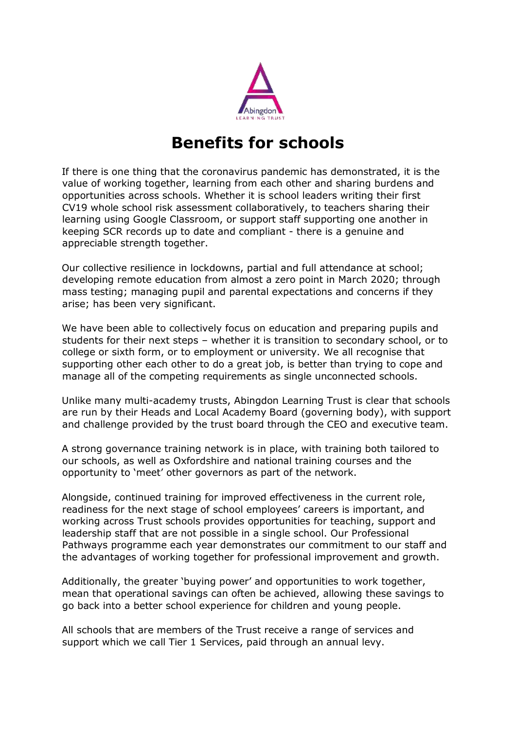# Benefits for schools

If there is one thing that the coronavirus pandemic has demonstrated, it is the value of working together, learning from each other and sharing burdens and opportunities across schools. Whether it is school leaders writing their first CV19 whole school risk assessment collaboratively, to teachers sharing their learning using Google Classroom, or support staff supporting one another in keeping SCR records up to date and compliant - there is a genuine and appreciable strength together.

Our collective resilience in lockdowns, partial and full attendance at school; developing remote education from almost a zero point in March 2020; through mass testing; managing pupil and parental expectations and concerns if they arise; has been very significant.

We have been able to collectively focus on education and preparing pupils and students for their next steps – whether it is transition to secondary school, or to college or sixth form, or to employment or university. We all recognise that supporting other each other to do a great job, is better than trying to cope and manage all of the competing requirements as single unconnected schools.

Unlike many multi-academy trusts, Abingdon Learning Trust is clear that schools are run by their Heads and Local Academy Board (governing body), with support and challenge provided by the trust board through the CEO and executive team.

A strong governance training network is in place, with training both tailored to our schools, as well as Oxfordshire and national training courses and the opportunity to 'meet' other governors as part of the network.

Alongside, continued training for improved effectiveness in the current role, readiness for the next stage of school employees' careers is important, and working across Trust schools provides opportunities for teaching, support and leadership staff that are not possible in a single school. Our Professional Pathways programme each year demonstrates our commitment to our staff and the advantages of working together for professional improvement and growth.

Additionally, the greater 'buying power' and opportunities to work together, mean that operational savings can often be achieved, allowing these savings to go back into a better school experience for children and young people.

All schools that are members of the Trust receive a range of services and support which we call Tier 1 Services, paid through an annual levy.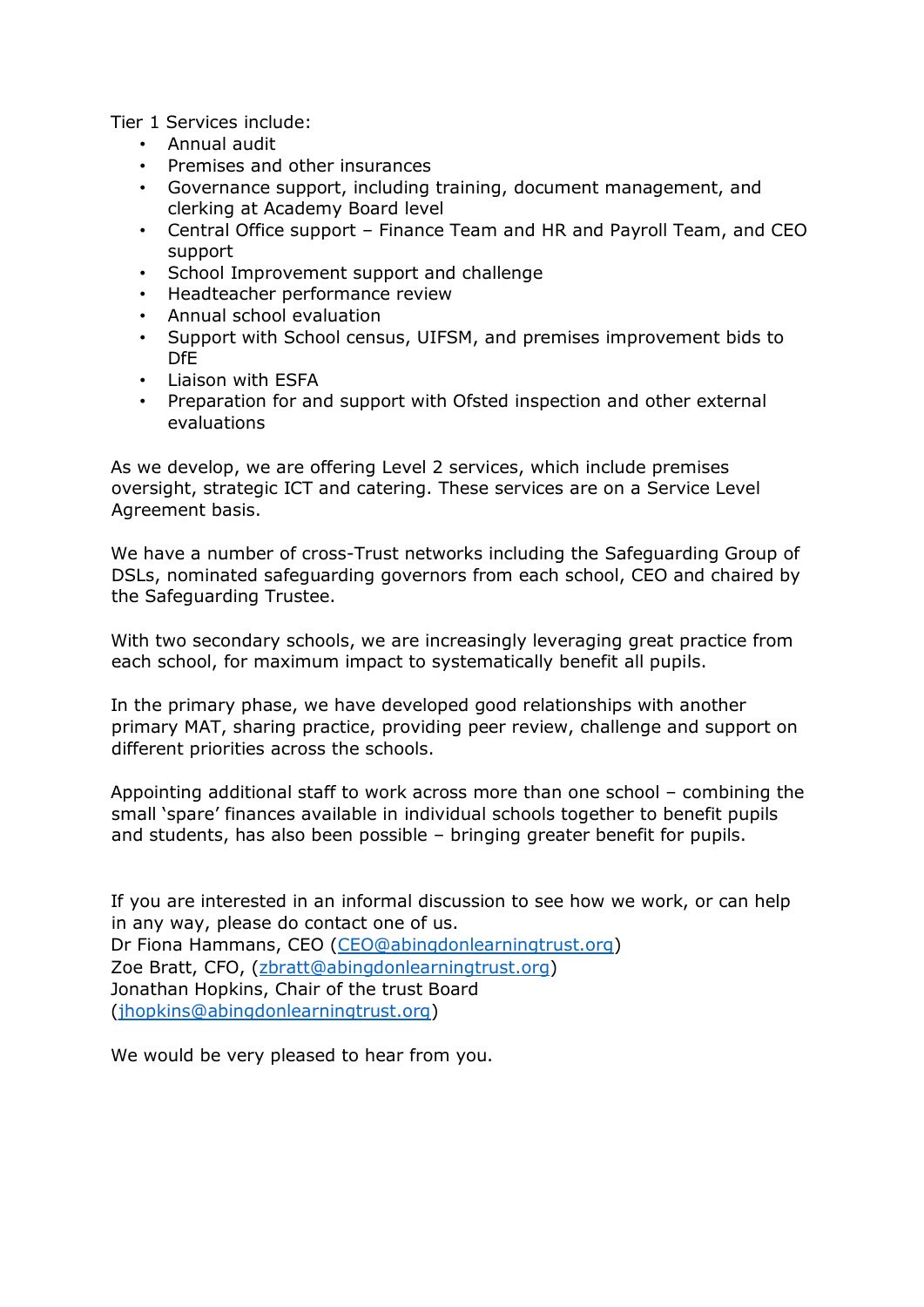Tier 1 Services include:

- Annual audit
- Premises and other insurances
- Governance support, including training, document management, and clerking at Academy Board level
- Central Office support – Finance Team and HR and Payroll Team, and CEO support
- School Improvement support and challenge
- Headteacher performance review
- Annual school evaluation
- Support with School census, UIFSM, and premises improvement bids to DfE
- Liaison with ESFA
- Preparation for and support with Ofsted inspection and other external evaluations

As we develop, we are offering Level 2 services, which include premises oversight, strategic ICT and catering. These services are on a Service Level Agreement basis.

We have a number of cross-Trust networks including the Safeguarding Group of DSLs, nominated safeguarding governors from each school, CEO and chaired by the Safeguarding Trustee.

With two secondary schools, we are increasingly leveraging great practice from each school, for maximum impact to systematically benefit all pupils.

In the primary phase, we have developed good relationships with another primary MAT, sharing practice, providing peer review, challenge and support on different priorities across the schools.

Appointing additional staff to work across more than one school – combining the small 'spare' finances available in individual schools together to benefit pupils and students, has also been possible – bringing greater benefit for pupils.

If you are interested in an informal discussion to see how we work, or can help in any way, please do contact one of us.  
Dr Fiona Hammans, CEO (CEO@abingdonlearningtrust.org)  
Zoe Bratt, CFO, (zbratt@abingdonlearningtrust.org)  
Jonathan Hopkins, Chair of the trust Board (jhopkins@abingdonlearningtrust.org)

We would be very pleased to hear from you.